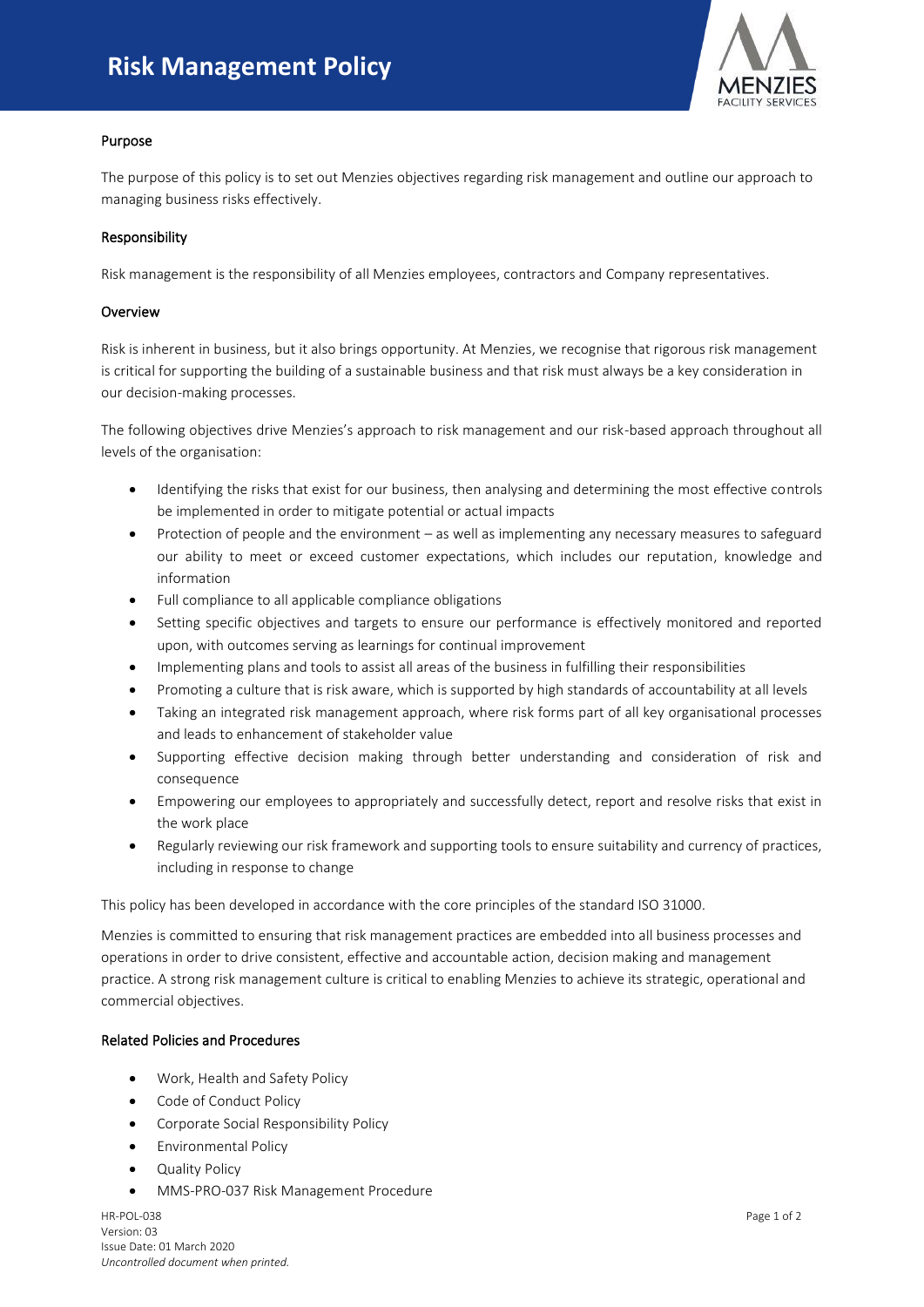# Risk Management Policy

## Purpose

The purpose of this policy is to set out Menzies objectives regarding risk management and outline our approach to managing business risks effectively.

## Responsibility

Risk management is the responsibility of all Menzies employees, contractors and Company representatives.

## Overview

Risk is inherent in business, but it also brings opportunity. At Menzies, we recognise that rigorous risk management is critical for supporting the building of a sustainable business and that risk must always be a key consideration in our decision-making processes.

The following objectives drive Menzies's approach to risk management and our risk-based approach throughout all levels of the organisation:

- Identifying the risks that exist for our business, then analysing and determining the most effective controls be implemented in order to mitigate potential or actual impacts
- Protection of people and the environment – as well as implementing any necessary measures to safeguard our ability to meet or exceed customer expectations, which includes our reputation, knowledge and information
- Full compliance to all applicable compliance obligations
- Setting specific objectives and targets to ensure our performance is effectively monitored and reported upon, with outcomes serving as learnings for continual improvement
- Implementing plans and tools to assist all areas of the business in fulfilling their responsibilities
- Promoting a culture that is risk aware, which is supported by high standards of accountability at all levels
- Taking an integrated risk management approach, where risk forms part of all key organisational processes and leads to enhancement of stakeholder value
- Supporting effective decision making through better understanding and consideration of risk and consequence
- Empowering our employees to appropriately and successfully detect, report and resolve risks that exist in the work place
- Regularly reviewing our risk framework and supporting tools to ensure suitability and currency of practices, including in response to change

This policy has been developed in accordance with the core principles of the standard ISO 31000.

Menzies is committed to ensuring that risk management practices are embedded into all business processes and operations in order to drive consistent, effective and accountable action, decision making and management practice. A strong risk management culture is critical to enabling Menzies to achieve its strategic, operational and commercial objectives.

## Related Policies and Procedures

- Work, Health and Safety Policy
- Code of Conduct Policy
- Corporate Social Responsibility Policy
- Environmental Policy
- Quality Policy
- MMS-PRO-037 Risk Management Procedure

HR-POL-038
Version: 03
Issue Date: 01 March 2020
*Uncontrolled document when printed.*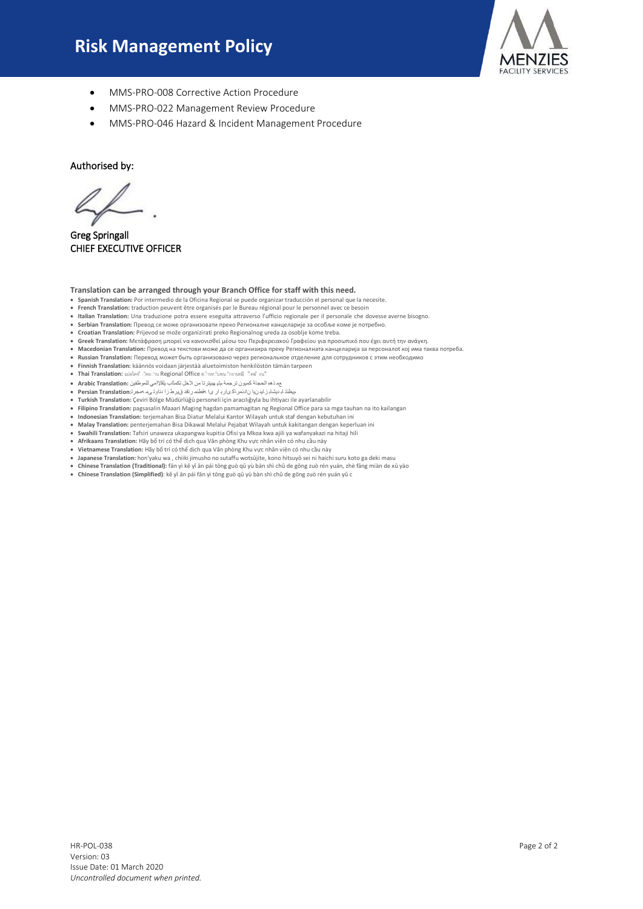- MMS-PRO-008 Corrective Action Procedure
- MMS-PRO-022 Management Review Procedure
- MMS-PRO-046 Hazard & Incident Management Procedure

Authorised by:

Greg Springall
CHIEF EXECUTIVE OFFICER

**Translation can be arranged through your Branch Office for staff with this need.**

- **Spanish Translation:** Por intermedio de la Oficina Regional se puede organizar traducción el personal que la necesite.
- **French Translation:** traduction peuvent être organisés par le Bureau régional pour le personnel avec ce besoin
- **Italian Translation:** Una traduzione potra essere eseguita attraverso l'ufficio regionale per il personale che dovesse averne bisogno.
- **Serbian Translation:** Превод се може организовати преко Регионалне канцеларије за особље коме је потребно.
- **Croatian Translation:** Prijevod se može organizirati preko Regionalnog ureda za osoblje kome treba.
- **Greek Translation:** Μετάφραση μπορεί να κανονισθεί μέσω του Περιφερειακού Γραφείου για προσωπικό που έχει αυτή την ανάγκη.
- **Macedonian Translation:** Превод на текстови може да се организира преку Регионалната канцеларија за персоналот кој има таква потреба.
- **Russian Translation:** Перевод может быть организовано через региональное отделение для сотрудников с этим необходимо
- **Finnish Translation:** käännös voidaan järjestää aluetoimiston henkilöstön tämän tarpeen
- **Thai Translation:** แปลโดยที่ โดยผ่าน Regional Office สำหรับพนักงานที่มีความต้องการนี้
- **Arabic Translation:** يمكن ترتيب الترجمة من خلال المكتب الإقليمي للموظفين مع هذه الحاجة
- **Persian Translation:** ترجمه می تواند از طریق دفتر منطقه ای برای کارکنان با این نیاز ترتیب داده شود
- **Turkish Translation:** Çeviri Bölge Müdürlüğü personeli için aracılığıyla bu ihtiyacı ile ayarlanabilir
- **Filipino Translation:** pagsasalin Maaari Maging hagdan pamamagitan ng Regional Office para sa mga tauhan na ito kailangan
- **Indonesian Translation:** terjemahan Bisa Diatur Melalui Kantor Wilayah untuk staf dengan kebutuhan ini
- **Malay Translation:** penterjemahan Bisa Dikawal Melalui Pejabat Wilayah untuk kakitangan dengan keperluan ini
- **Swahili Translation:** Tafsiri unaweza ukapangwa kupitia Ofisi ya Mkoa kwa ajili ya wafanyakazi na hitaji hili
- **Afrikaans Translation:** Hãy bố trí có thể dịch qua Văn phòng Khu vực nhân viên có nhu cầu này
- **Vietnamese Translation:** Hãy bố trí có thể dịch qua Văn phòng Khu vực nhân viên có nhu cầu này
- **Japanese Translation:** hon'yaku wa , chiiki jimusho no sutaffu wotsūjite, kono hitsuyō sei ni haichi suru koto ga deki masu
- **Chinese Translation (Traditional):** fān yì kě yǐ ān pái tōng guò qū yù bàn shì chù de gōng zuò rén yuán, zhè fāng miàn de xū yào
- **Chinese Translation (Simplified)**: kě yǐ ān pái fān yì tōng guò qū yù bàn shì chù de gōng zuò rén yuán yū c